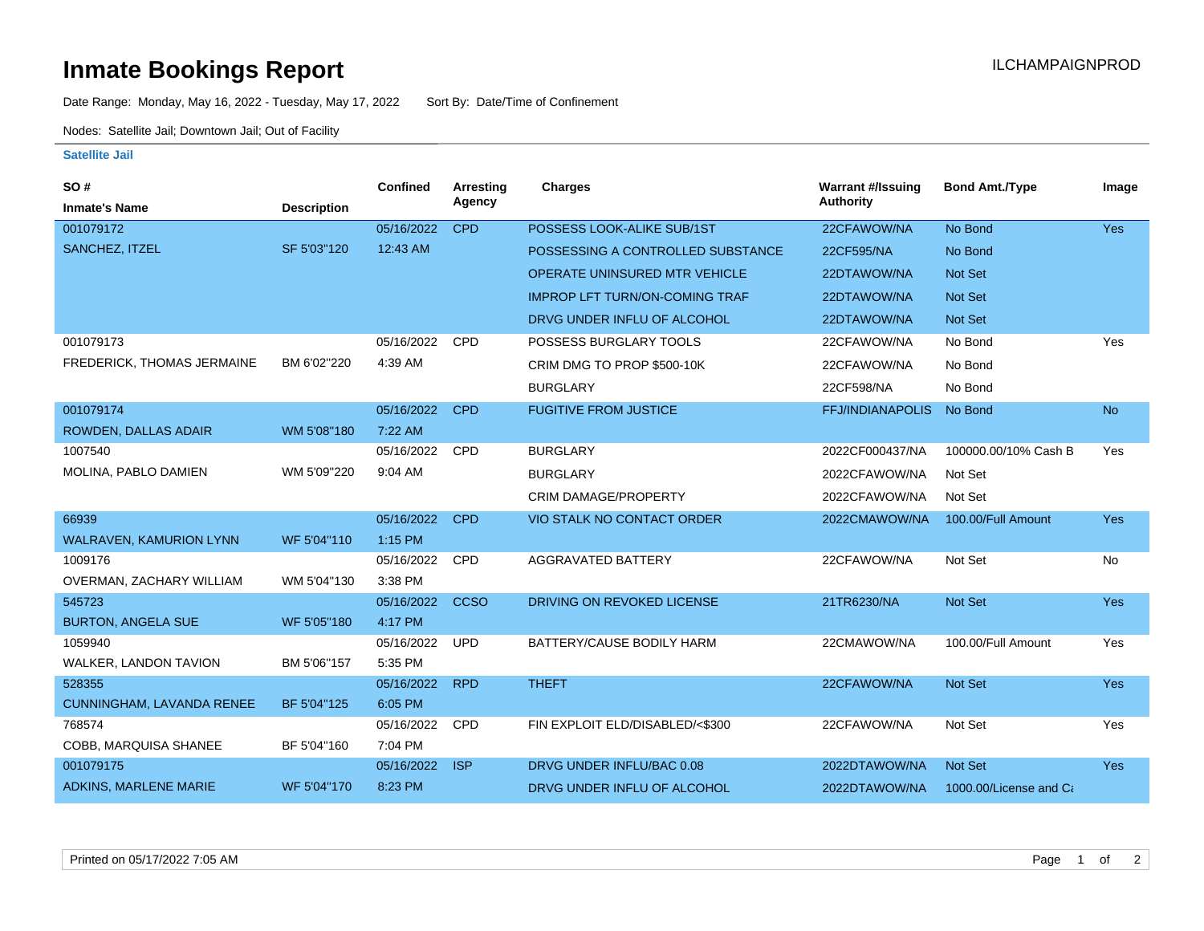# Inmate Bookings Report

ILCHAMPAIGNPROD

Date Range: Monday, May 16, 2022 - Tuesday, May 17, 2022 Sort By: Date/Time of Confinement

Nodes: Satellite Jail; Downtown Jail; Out of Facility

### Satellite Jail

| SO # / Inmate's Name | Description | Confined | Arresting Agency | Charges | Warrant #/Issuing Authority | Bond Amt./Type | Image |
|---|---|---|---|---|---|---|---|
| 001079172 | | 05/16/2022 | CPD | POSSESS LOOK-ALIKE SUB/1ST | 22CFAWOW/NA | No Bond | Yes |
| SANCHEZ, ITZEL | SF 5'03"120 | 12:43 AM | | POSSESSING A CONTROLLED SUBSTANCE | 22CF595/NA | No Bond | |
| | | | | OPERATE UNINSURED MTR VEHICLE | 22DTAWOW/NA | Not Set | |
| | | | | IMPROP LFT TURN/ON-COMING TRAF | 22DTAWOW/NA | Not Set | |
| | | | | DRVG UNDER INFLU OF ALCOHOL | 22DTAWOW/NA | Not Set | |
| 001079173 | | 05/16/2022 | CPD | POSSESS BURGLARY TOOLS | 22CFAWOW/NA | No Bond | Yes |
| FREDERICK, THOMAS JERMAINE | BM 6'02"220 | 4:39 AM | | CRIM DMG TO PROP $500-10K | 22CFAWOW/NA | No Bond | |
| | | | | BURGLARY | 22CF598/NA | No Bond | |
| 001079174 | | 05/16/2022 | CPD | FUGITIVE FROM JUSTICE | FFJ/INDIANAPOLIS | No Bond | No |
| ROWDEN, DALLAS ADAIR | WM 5'08"180 | 7:22 AM | | | | | |
| 1007540 | | 05/16/2022 | CPD | BURGLARY | 2022CF000437/NA | 100000.00/10% Cash B | Yes |
| MOLINA, PABLO DAMIEN | WM 5'09"220 | 9:04 AM | | BURGLARY | 2022CFAWOW/NA | Not Set | |
| | | | | CRIM DAMAGE/PROPERTY | 2022CFAWOW/NA | Not Set | |
| 66939 | | 05/16/2022 | CPD | VIO STALK NO CONTACT ORDER | 2022CMAWOW/NA | 100.00/Full Amount | Yes |
| WALRAVEN, KAMURION LYNN | WF 5'04"110 | 1:15 PM | | | | | |
| 1009176 | | 05/16/2022 | CPD | AGGRAVATED BATTERY | 22CFAWOW/NA | Not Set | No |
| OVERMAN, ZACHARY WILLIAM | WM 5'04"130 | 3:38 PM | | | | | |
| 545723 | | 05/16/2022 | CCSO | DRIVING ON REVOKED LICENSE | 21TR6230/NA | Not Set | Yes |
| BURTON, ANGELA SUE | WF 5'05"180 | 4:17 PM | | | | | |
| 1059940 | | 05/16/2022 | UPD | BATTERY/CAUSE BODILY HARM | 22CMAWOW/NA | 100.00/Full Amount | Yes |
| WALKER, LANDON TAVION | BM 5'06"157 | 5:35 PM | | | | | |
| 528355 | | 05/16/2022 | RPD | THEFT | 22CFAWOW/NA | Not Set | Yes |
| CUNNINGHAM, LAVANDA RENEE | BF 5'04"125 | 6:05 PM | | | | | |
| 768574 | | 05/16/2022 | CPD | FIN EXPLOIT ELD/DISABLED/<$300 | 22CFAWOW/NA | Not Set | Yes |
| COBB, MARQUISA SHANEE | BF 5'04"160 | 7:04 PM | | | | | |
| 001079175 | | 05/16/2022 | ISP | DRVG UNDER INFLU/BAC 0.08 | 2022DTAWOW/NA | Not Set | Yes |
| ADKINS, MARLENE MARIE | WF 5'04"170 | 8:23 PM | | DRVG UNDER INFLU OF ALCOHOL | 2022DTAWOW/NA | 1000.00/License and Ca | |

Printed on 05/17/2022 7:05 AM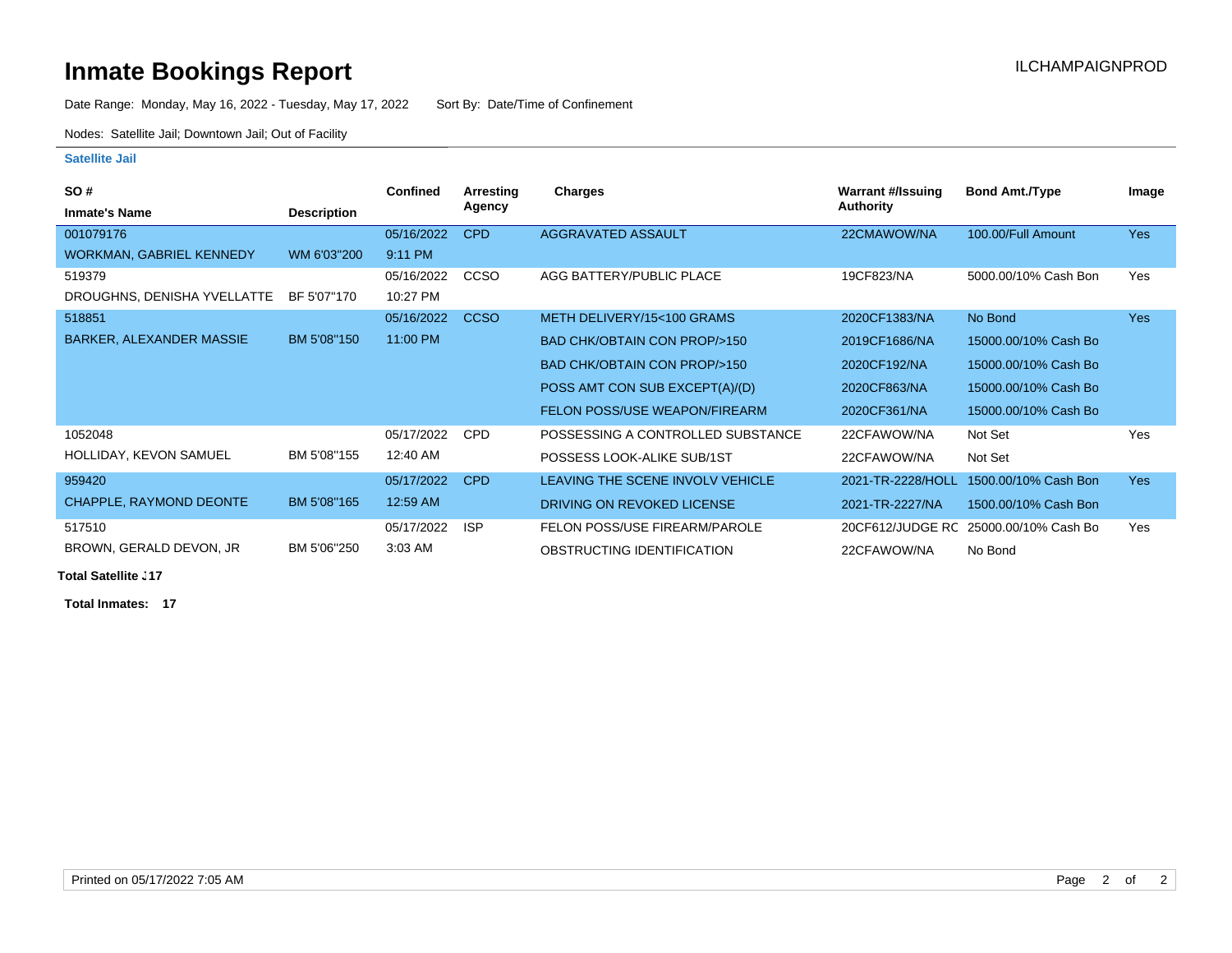# Inmate Bookings Report

ILCHAMPAIGNPROD

Date Range: Monday, May 16, 2022 - Tuesday, May 17, 2022 Sort By: Date/Time of Confinement

Nodes: Satellite Jail; Downtown Jail; Out of Facility

**Satellite Jail**

| SO # / Inmate's Name | Description | Confined | Arresting Agency | Charges | Warrant #/Issuing Authority | Bond Amt./Type | Image |
|---|---|---|---|---|---|---|---|
| 001079176 WORKMAN, GABRIEL KENNEDY | WM 6'03"200 | 05/16/2022 9:11 PM | CPD | AGGRAVATED ASSAULT | 22CMAWOW/NA | 100.00/Full Amount | Yes |
| 519379 DROUGHNS, DENISHA YVELLATTE | BF 5'07"170 | 05/16/2022 10:27 PM | CCSO | AGG BATTERY/PUBLIC PLACE | 19CF823/NA | 5000.00/10% Cash Bon | Yes |
| 518851 BARKER, ALEXANDER MASSIE | BM 5'08"150 | 05/16/2022 11:00 PM | CCSO | METH DELIVERY/15<100 GRAMS | 2020CF1383/NA | No Bond | Yes |
| | | | | BAD CHK/OBTAIN CON PROP/>150 | 2019CF1686/NA | 15000.00/10% Cash Bo | |
| | | | | BAD CHK/OBTAIN CON PROP/>150 | 2020CF192/NA | 15000.00/10% Cash Bo | |
| | | | | POSS AMT CON SUB EXCEPT(A)/(D) | 2020CF863/NA | 15000.00/10% Cash Bo | |
| | | | | FELON POSS/USE WEAPON/FIREARM | 2020CF361/NA | 15000.00/10% Cash Bo | |
| 1052048 HOLLIDAY, KEVON SAMUEL | BM 5'08"155 | 05/17/2022 12:40 AM | CPD | POSSESSING A CONTROLLED SUBSTANCE | 22CFAWOW/NA | Not Set | Yes |
| | | | | POSSESS LOOK-ALIKE SUB/1ST | 22CFAWOW/NA | Not Set | |
| 959420 CHAPPLE, RAYMOND DEONTE | BM 5'08"165 | 05/17/2022 12:59 AM | CPD | LEAVING THE SCENE INVOLV VEHICLE | 2021-TR-2228/HOLL | 1500.00/10% Cash Bon | Yes |
| | | | | DRIVING ON REVOKED LICENSE | 2021-TR-2227/NA | 1500.00/10% Cash Bon | |
| 517510 BROWN, GERALD DEVON, JR | BM 5'06"250 | 05/17/2022 3:03 AM | ISP | FELON POSS/USE FIREARM/PAROLE | 20CF612/JUDGE RC | 25000.00/10% Cash Bo | Yes |
| | | | | OBSTRUCTING IDENTIFICATION | 22CFAWOW/NA | No Bond | |

**Total Satellite J17**

**Total Inmates: 17**

Printed on 05/17/2022 7:05 AM